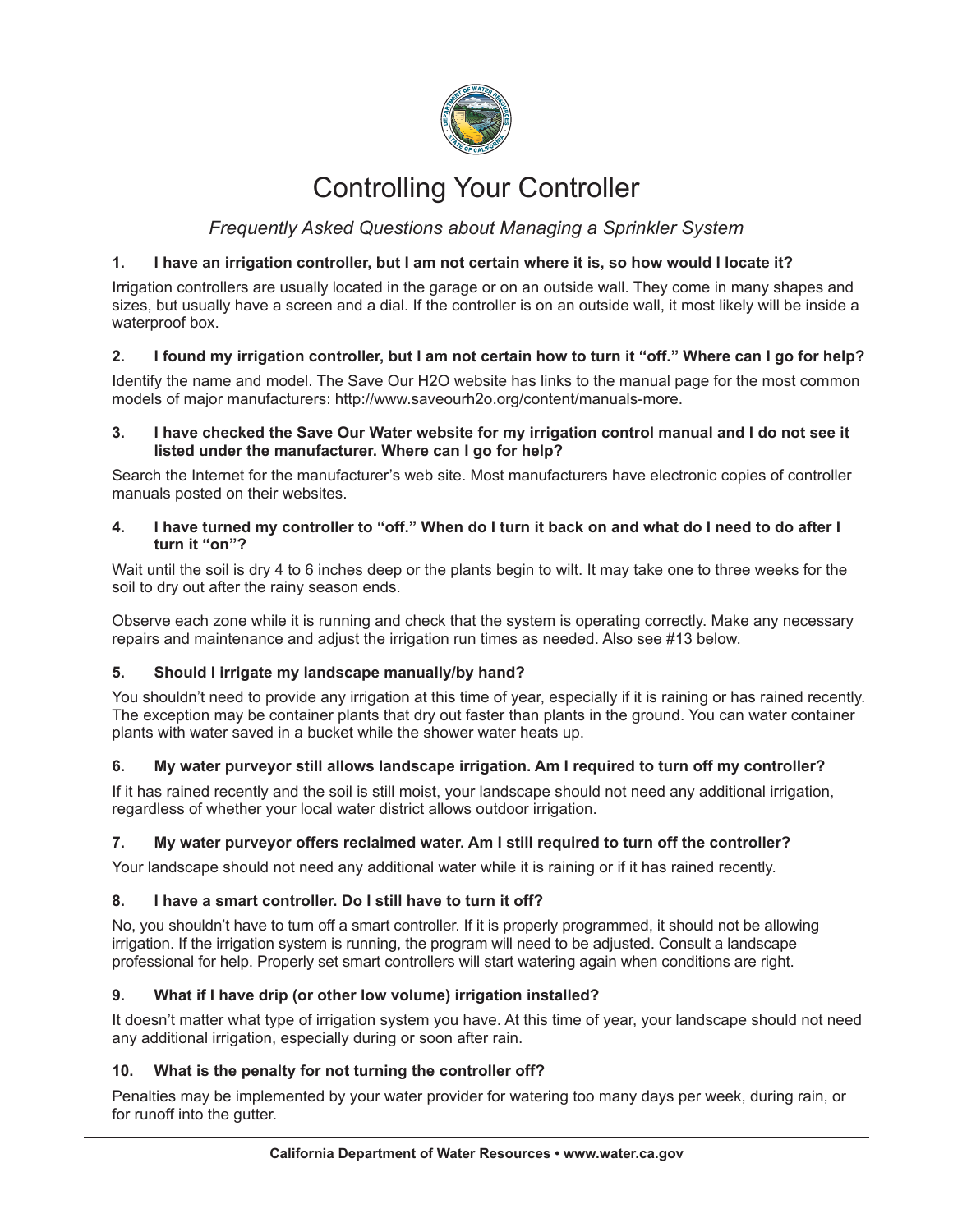# Controlling Your Controller

*Frequently Asked Questions about Managing a Sprinkler System*

**1. I have an irrigation controller, but I am not certain where it is, so how would I locate it?**

Irrigation controllers are usually located in the garage or on an outside wall. They come in many shapes and sizes, but usually have a screen and a dial. If the controller is on an outside wall, it most likely will be inside a waterproof box.

**2. I found my irrigation controller, but I am not certain how to turn it "off." Where can I go for help?**

Identify the name and model. The Save Our H2O website has links to the manual page for the most common models of major manufacturers: http://www.saveourh2o.org/content/manuals-more.

**3. I have checked the Save Our Water website for my irrigation control manual and I do not see it listed under the manufacturer. Where can I go for help?**

Search the Internet for the manufacturer's web site. Most manufacturers have electronic copies of controller manuals posted on their websites.

**4. I have turned my controller to "off." When do I turn it back on and what do I need to do after I turn it "on"?**

Wait until the soil is dry 4 to 6 inches deep or the plants begin to wilt. It may take one to three weeks for the soil to dry out after the rainy season ends.

Observe each zone while it is running and check that the system is operating correctly. Make any necessary repairs and maintenance and adjust the irrigation run times as needed. Also see #13 below.

**5. Should I irrigate my landscape manually/by hand?**

You shouldn't need to provide any irrigation at this time of year, especially if it is raining or has rained recently. The exception may be container plants that dry out faster than plants in the ground. You can water container plants with water saved in a bucket while the shower water heats up.

**6. My water purveyor still allows landscape irrigation. Am I required to turn off my controller?**

If it has rained recently and the soil is still moist, your landscape should not need any additional irrigation, regardless of whether your local water district allows outdoor irrigation.

**7. My water purveyor offers reclaimed water. Am I still required to turn off the controller?**

Your landscape should not need any additional water while it is raining or if it has rained recently.

**8. I have a smart controller. Do I still have to turn it off?**

No, you shouldn't have to turn off a smart controller. If it is properly programmed, it should not be allowing irrigation. If the irrigation system is running, the program will need to be adjusted. Consult a landscape professional for help. Properly set smart controllers will start watering again when conditions are right.

**9. What if I have drip (or other low volume) irrigation installed?**

It doesn't matter what type of irrigation system you have. At this time of year, your landscape should not need any additional irrigation, especially during or soon after rain.

**10. What is the penalty for not turning the controller off?**

Penalties may be implemented by your water provider for watering too many days per week, during rain, or for runoff into the gutter.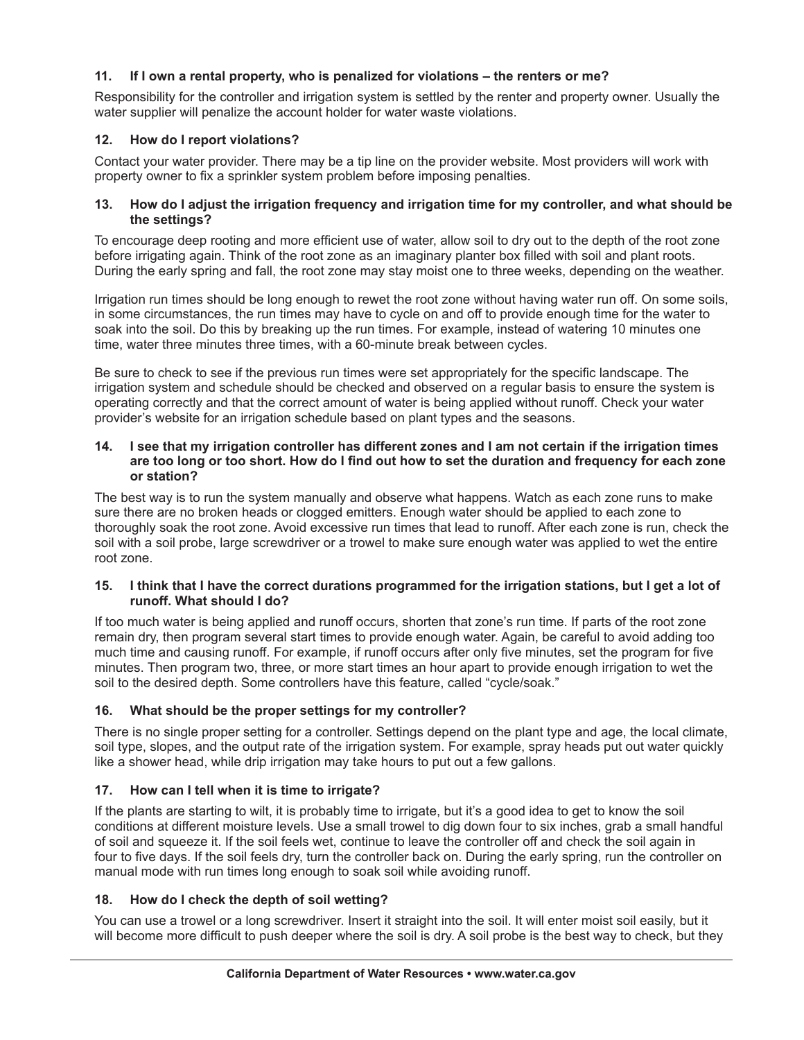### 11. If I own a rental property, who is penalized for violations – the renters or me?

Responsibility for the controller and irrigation system is settled by the renter and property owner. Usually the water supplier will penalize the account holder for water waste violations.

### 12. How do I report violations?

Contact your water provider. There may be a tip line on the provider website. Most providers will work with property owner to fix a sprinkler system problem before imposing penalties.

### 13. How do I adjust the irrigation frequency and irrigation time for my controller, and what should be the settings?

To encourage deep rooting and more efficient use of water, allow soil to dry out to the depth of the root zone before irrigating again. Think of the root zone as an imaginary planter box filled with soil and plant roots. During the early spring and fall, the root zone may stay moist one to three weeks, depending on the weather.

Irrigation run times should be long enough to rewet the root zone without having water run off. On some soils, in some circumstances, the run times may have to cycle on and off to provide enough time for the water to soak into the soil. Do this by breaking up the run times. For example, instead of watering 10 minutes one time, water three minutes three times, with a 60-minute break between cycles.

Be sure to check to see if the previous run times were set appropriately for the specific landscape. The irrigation system and schedule should be checked and observed on a regular basis to ensure the system is operating correctly and that the correct amount of water is being applied without runoff. Check your water provider's website for an irrigation schedule based on plant types and the seasons.

### 14. I see that my irrigation controller has different zones and I am not certain if the irrigation times are too long or too short. How do I find out how to set the duration and frequency for each zone or station?

The best way is to run the system manually and observe what happens. Watch as each zone runs to make sure there are no broken heads or clogged emitters. Enough water should be applied to each zone to thoroughly soak the root zone. Avoid excessive run times that lead to runoff. After each zone is run, check the soil with a soil probe, large screwdriver or a trowel to make sure enough water was applied to wet the entire root zone.

### 15. I think that I have the correct durations programmed for the irrigation stations, but I get a lot of runoff. What should I do?

If too much water is being applied and runoff occurs, shorten that zone's run time. If parts of the root zone remain dry, then program several start times to provide enough water. Again, be careful to avoid adding too much time and causing runoff. For example, if runoff occurs after only five minutes, set the program for five minutes. Then program two, three, or more start times an hour apart to provide enough irrigation to wet the soil to the desired depth. Some controllers have this feature, called "cycle/soak."

### 16. What should be the proper settings for my controller?

There is no single proper setting for a controller. Settings depend on the plant type and age, the local climate, soil type, slopes, and the output rate of the irrigation system. For example, spray heads put out water quickly like a shower head, while drip irrigation may take hours to put out a few gallons.

### 17. How can I tell when it is time to irrigate?

If the plants are starting to wilt, it is probably time to irrigate, but it's a good idea to get to know the soil conditions at different moisture levels. Use a small trowel to dig down four to six inches, grab a small handful of soil and squeeze it. If the soil feels wet, continue to leave the controller off and check the soil again in four to five days. If the soil feels dry, turn the controller back on. During the early spring, run the controller on manual mode with run times long enough to soak soil while avoiding runoff.

### 18. How do I check the depth of soil wetting?

You can use a trowel or a long screwdriver. Insert it straight into the soil. It will enter moist soil easily, but it will become more difficult to push deeper where the soil is dry. A soil probe is the best way to check, but they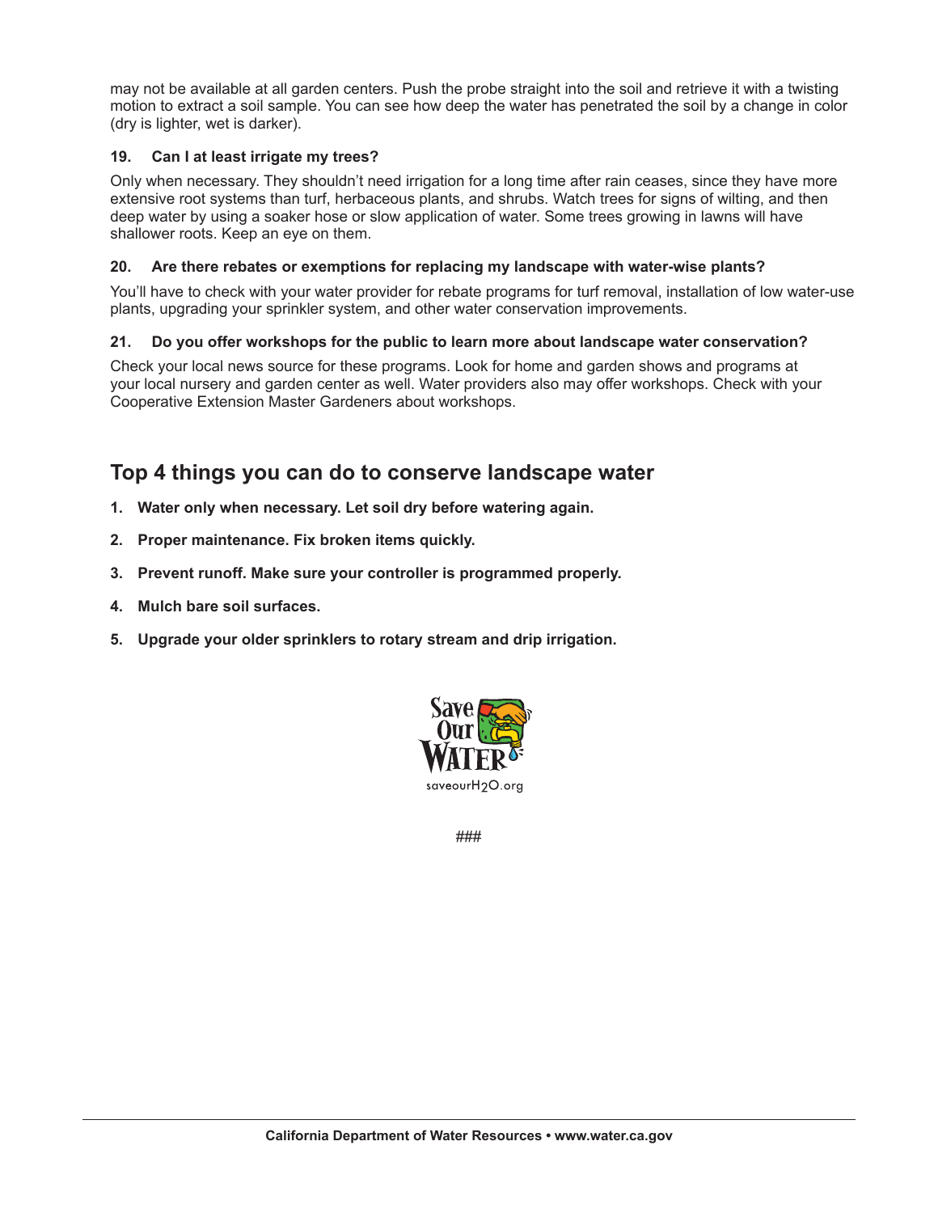may not be available at all garden centers. Push the probe straight into the soil and retrieve it with a twisting motion to extract a soil sample. You can see how deep the water has penetrated the soil by a change in color (dry is lighter, wet is darker).

**19. Can I at least irrigate my trees?**

Only when necessary. They shouldn't need irrigation for a long time after rain ceases, since they have more extensive root systems than turf, herbaceous plants, and shrubs. Watch trees for signs of wilting, and then deep water by using a soaker hose or slow application of water. Some trees growing in lawns will have shallower roots. Keep an eye on them.

**20. Are there rebates or exemptions for replacing my landscape with water-wise plants?**

You'll have to check with your water provider for rebate programs for turf removal, installation of low water-use plants, upgrading your sprinkler system, and other water conservation improvements.

**21. Do you offer workshops for the public to learn more about landscape water conservation?**

Check your local news source for these programs. Look for home and garden shows and programs at your local nursery and garden center as well. Water providers also may offer workshops. Check with your Cooperative Extension Master Gardeners about workshops.

## Top 4 things you can do to conserve landscape water

1. **Water only when necessary. Let soil dry before watering again.**
2. **Proper maintenance. Fix broken items quickly.**
3. **Prevent runoff. Make sure your controller is programmed properly.**
4. **Mulch bare soil surfaces.**
5. **Upgrade your older sprinklers to rotary stream and drip irrigation.**

Save Our Water

saveourH2O.org

###

**California Department of Water Resources • www.water.ca.gov**